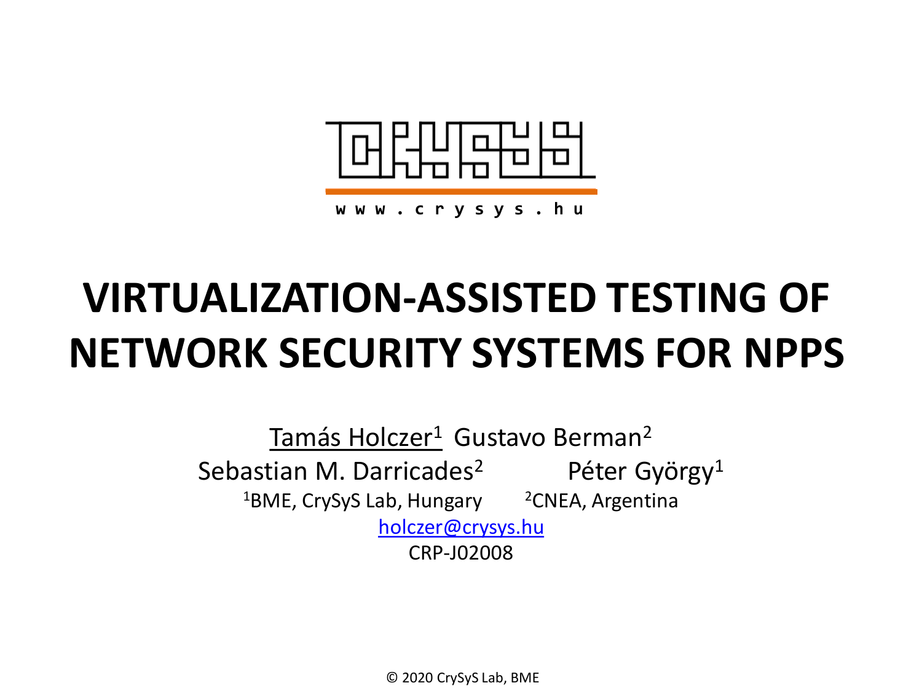www.crysys.hu

# VIRTUALIZATION-ASSISTED TESTING OF NETWORK SECURITY SYSTEMS FOR NPPS

Tamás Holczer[1] Gustavo Berman[2]

Sebastian M. Darricades[2] Péter György[1]

[1]BME, CrySyS Lab, Hungary [2]CNEA, Argentina

holczer@crysys.hu

CRP-J02008

© 2020 CrySyS Lab, BME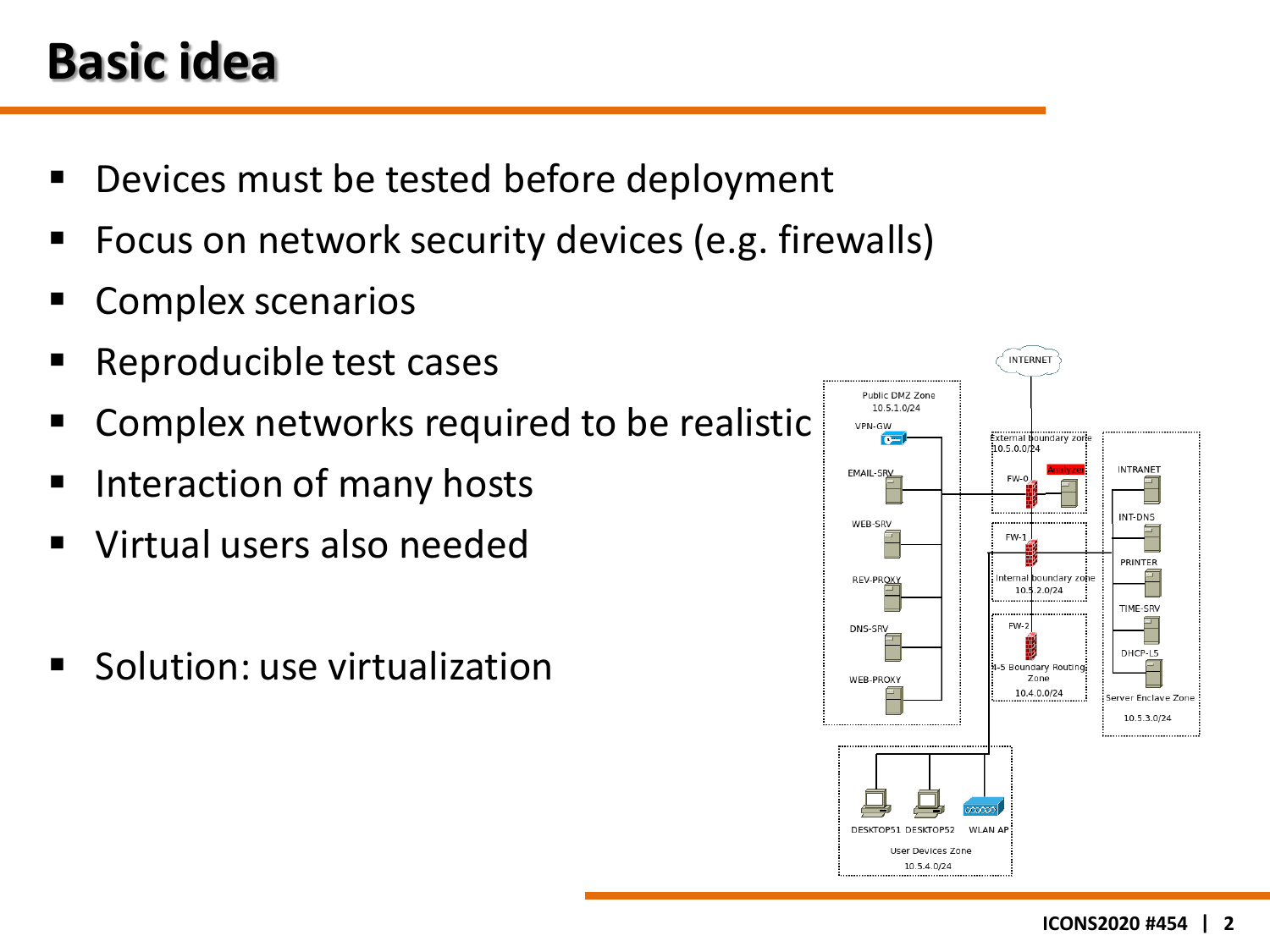# Basic idea

- Devices must be tested before deployment
- Focus on network security devices (e.g. firewalls)
- Complex scenarios
- Reproducible test cases
- Complex networks required to be realistic
- Interaction of many hosts
- Virtual users also needed

- Solution: use virtualization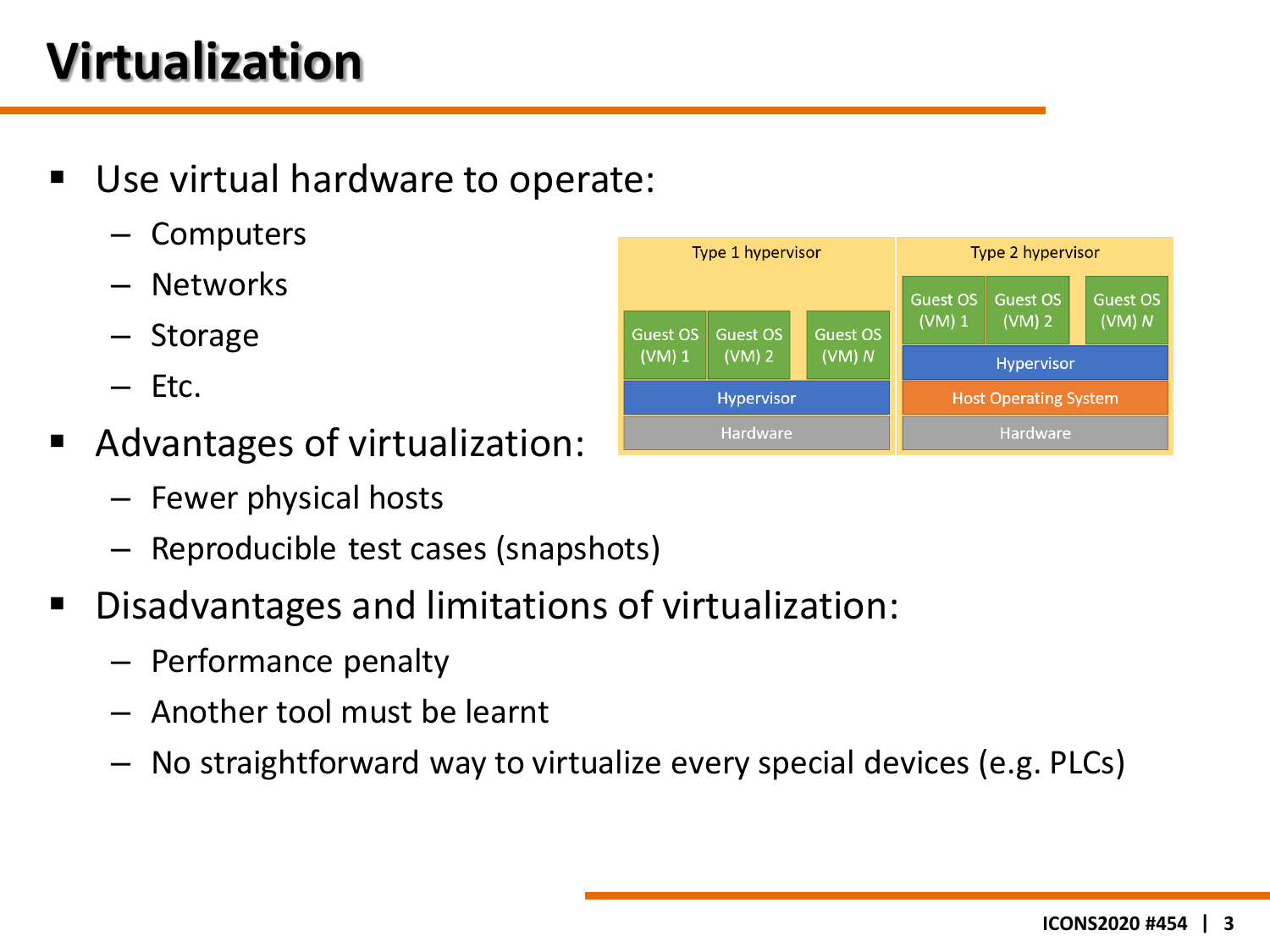# Virtualization

- Use virtual hardware to operate:
  - Computers
  - Networks
  - Storage
  - Etc.
- Advantages of virtualization:
  - Fewer physical hosts
  - Reproducible test cases (snapshots)
- Disadvantages and limitations of virtualization:
  - Performance penalty
  - Another tool must be learnt
  - No straightforward way to virtualize every special devices (e.g. PLCs)

| Type 1 hypervisor | | | Type 2 hypervisor | | |
| --- | --- | --- | --- | --- | --- |
| Guest OS (VM) 1 | Guest OS (VM) 2 | Guest OS (VM) *N* | Guest OS (VM) 1 | Guest OS (VM) 2 | Guest OS (VM) *N* |
| Hypervisor | | | Hypervisor | | |
| Hardware | | | Host Operating System | | |
| | | | Hardware | | |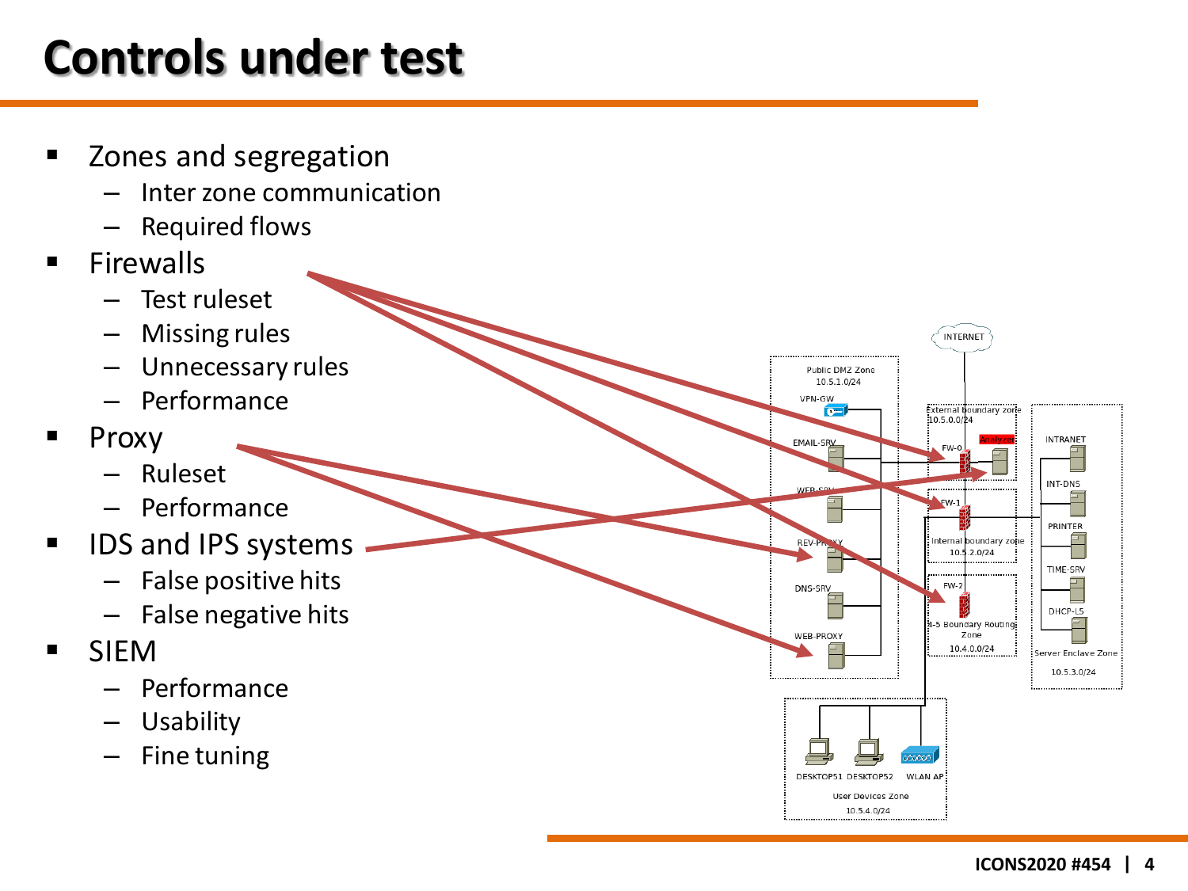# Controls under test

- Zones and segregation
  - Inter zone communication
  - Required flows
- Firewalls
  - Test ruleset
  - Missing rules
  - Unnecessary rules
  - Performance
- Proxy
  - Ruleset
  - Performance
- IDS and IPS systems
  - False positive hits
  - False negative hits
- SIEM
  - Performance
  - Usability
  - Fine tuning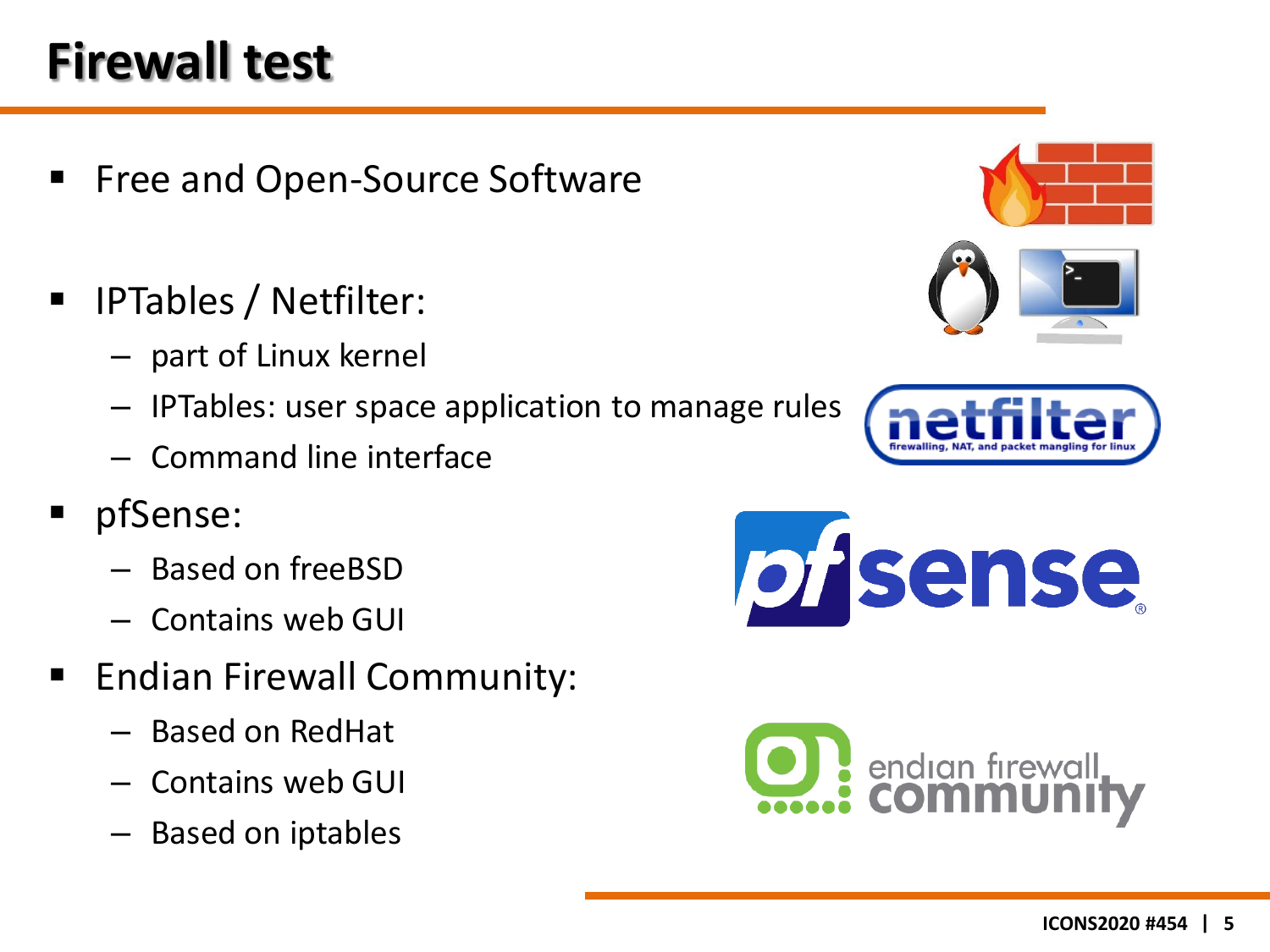# Firewall test

- Free and Open-Source Software
- IPTables / Netfilter:
  - part of Linux kernel
  - IPTables: user space application to manage rules
  - Command line interface
- pfSense:
  - Based on freeBSD
  - Contains web GUI
- Endian Firewall Community:
  - Based on RedHat
  - Contains web GUI
  - Based on iptables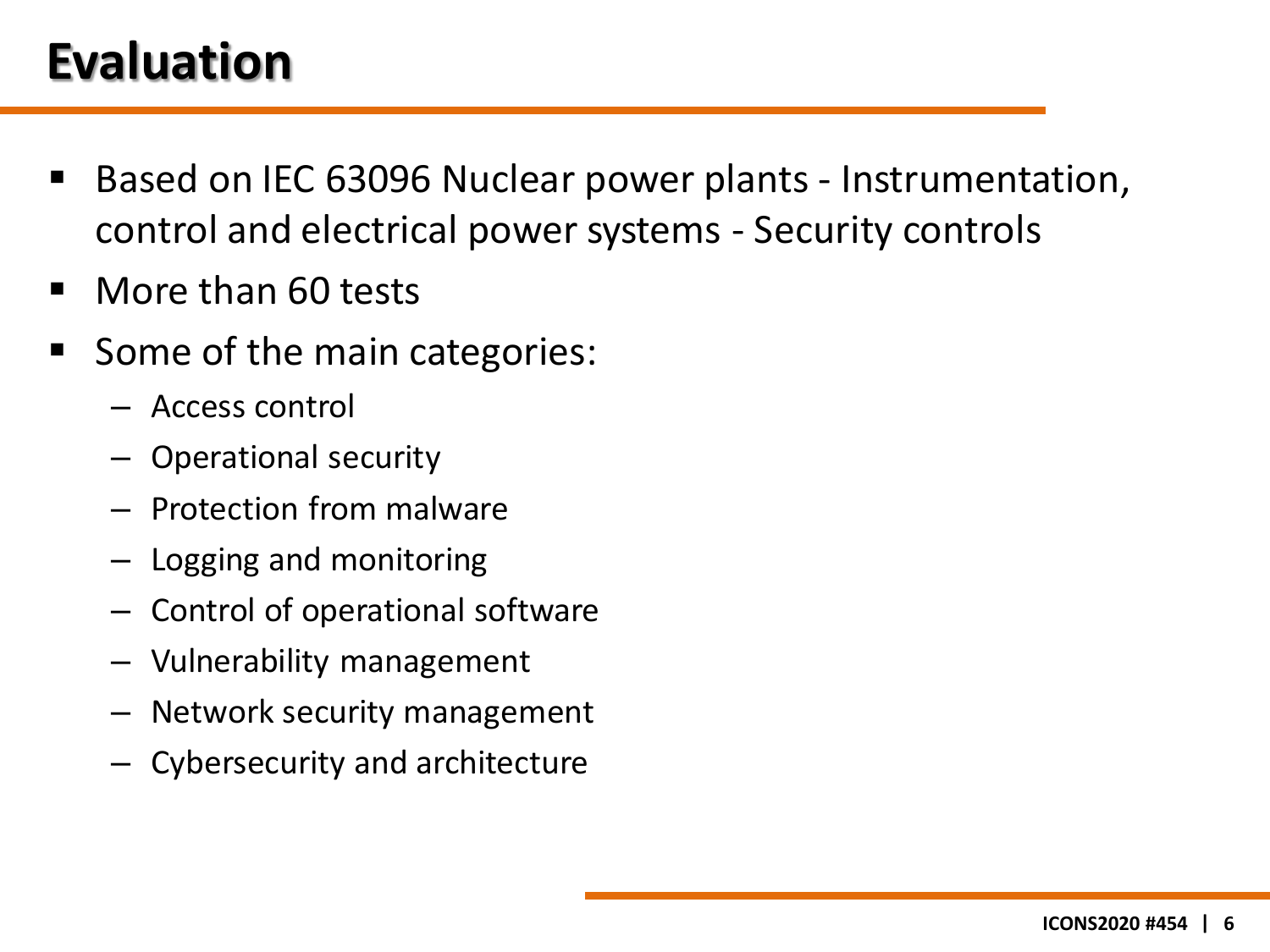# Evaluation

- Based on IEC 63096 Nuclear power plants - Instrumentation, control and electrical power systems - Security controls
- More than 60 tests
- Some of the main categories:
  - Access control
  - Operational security
  - Protection from malware
  - Logging and monitoring
  - Control of operational software
  - Vulnerability management
  - Network security management
  - Cybersecurity and architecture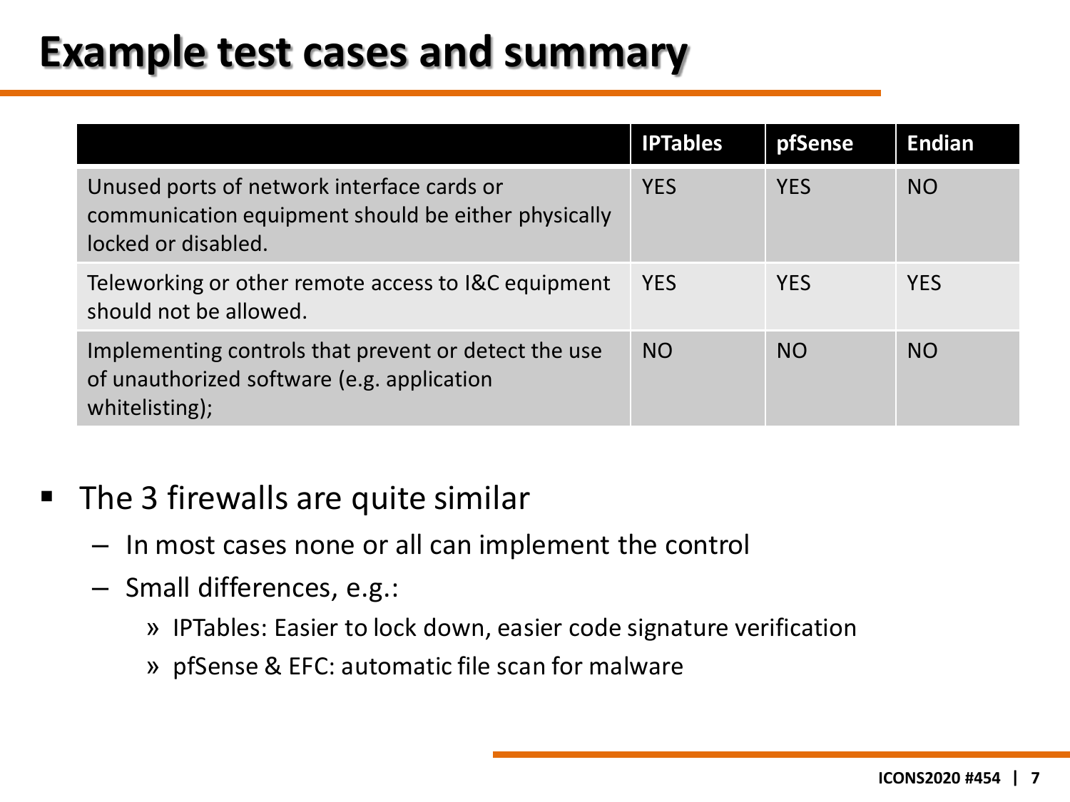# Example test cases and summary

| | IPTables | pfSense | Endian |
|---|---|---|---|
| Unused ports of network interface cards or communication equipment should be either physically locked or disabled. | YES | YES | NO |
| Teleworking or other remote access to I&C equipment should not be allowed. | YES | YES | YES |
| Implementing controls that prevent or detect the use of unauthorized software (e.g. application whitelisting); | NO | NO | NO |

- The 3 firewalls are quite similar
  - In most cases none or all can implement the control
  - Small differences, e.g.:
    - IPTables: Easier to lock down, easier code signature verification
    - pfSense & EFC: automatic file scan for malware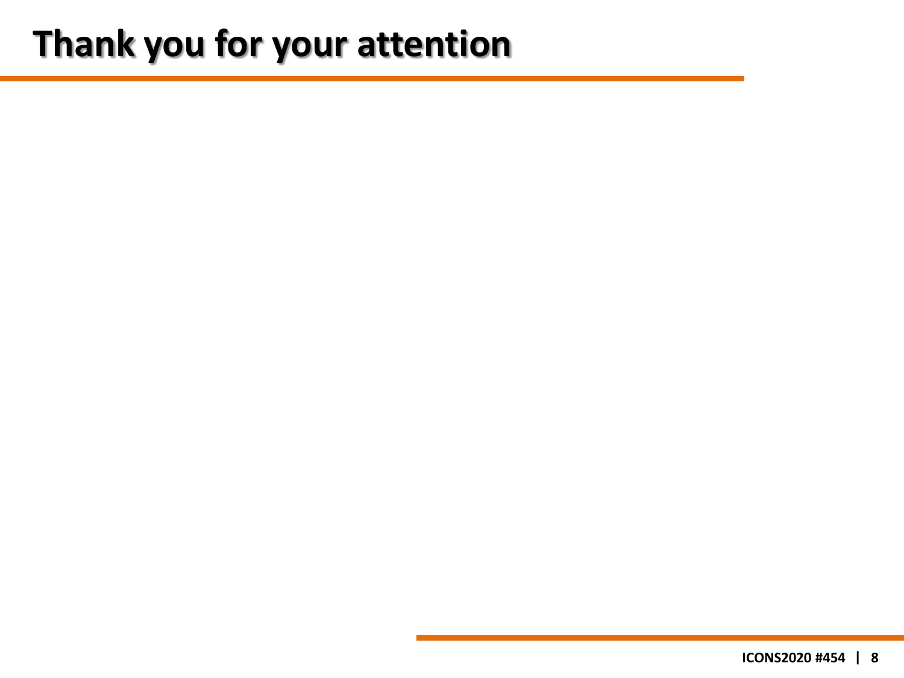# Thank you for your attention